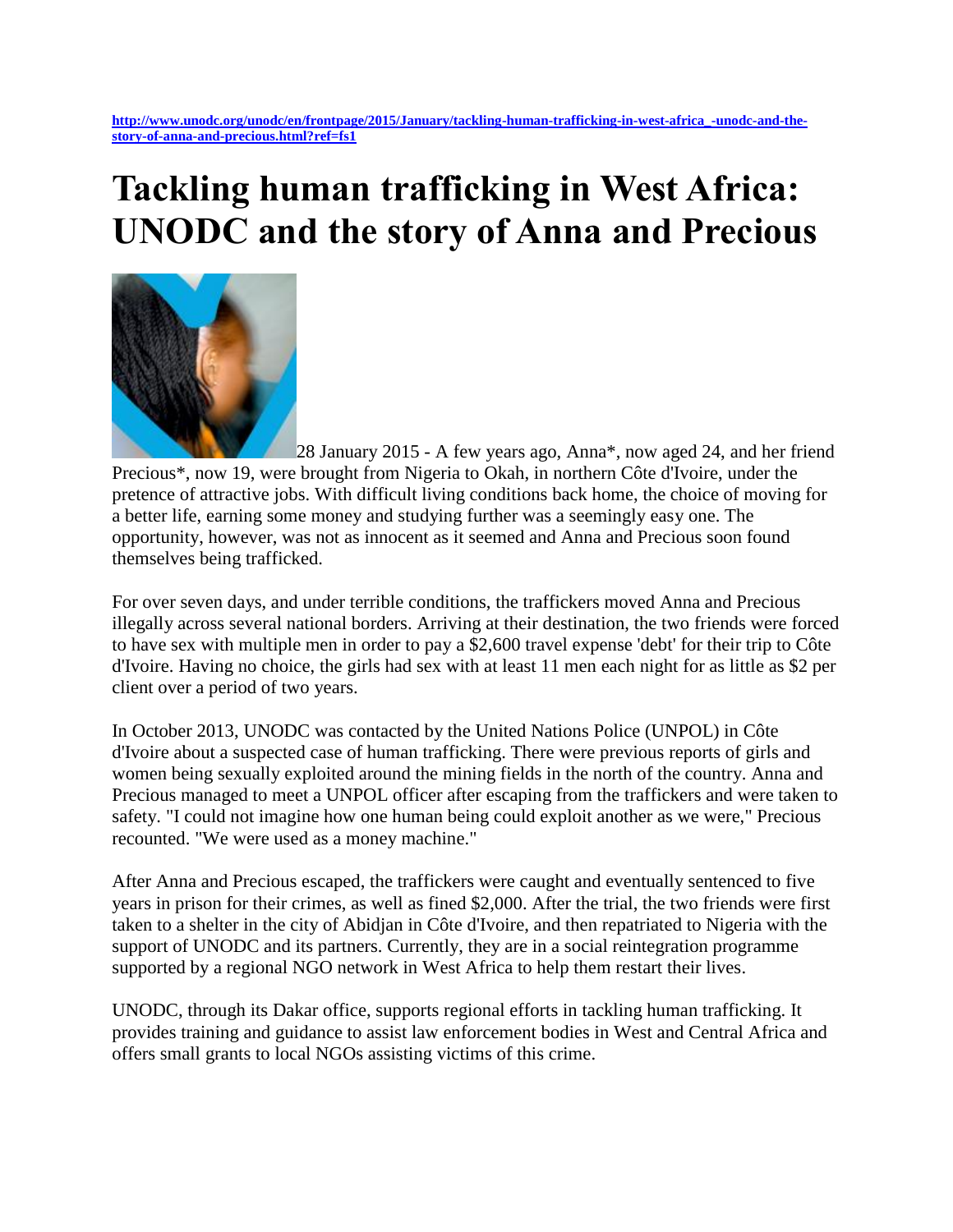http://www.unodc.org/unodc/en/frontpage/2015/January/tackling-human-trafficking-in-west-africa_-unodc-and-the-story-of-anna-and-precious.html?ref=fs1

# Tackling human trafficking in West Africa: UNODC and the story of Anna and Precious

28 January 2015 - A few years ago, Anna*, now aged 24, and her friend Precious*, now 19, were brought from Nigeria to Okah, in northern Côte d'Ivoire, under the pretence of attractive jobs. With difficult living conditions back home, the choice of moving for a better life, earning some money and studying further was a seemingly easy one. The opportunity, however, was not as innocent as it seemed and Anna and Precious soon found themselves being trafficked.

For over seven days, and under terrible conditions, the traffickers moved Anna and Precious illegally across several national borders. Arriving at their destination, the two friends were forced to have sex with multiple men in order to pay a $2,600 travel expense 'debt' for their trip to Côte d'Ivoire. Having no choice, the girls had sex with at least 11 men each night for as little as $2 per client over a period of two years.

In October 2013, UNODC was contacted by the United Nations Police (UNPOL) in Côte d'Ivoire about a suspected case of human trafficking. There were previous reports of girls and women being sexually exploited around the mining fields in the north of the country. Anna and Precious managed to meet a UNPOL officer after escaping from the traffickers and were taken to safety. "I could not imagine how one human being could exploit another as we were," Precious recounted. "We were used as a money machine."

After Anna and Precious escaped, the traffickers were caught and eventually sentenced to five years in prison for their crimes, as well as fined $2,000. After the trial, the two friends were first taken to a shelter in the city of Abidjan in Côte d'Ivoire, and then repatriated to Nigeria with the support of UNODC and its partners. Currently, they are in a social reintegration programme supported by a regional NGO network in West Africa to help them restart their lives.

UNODC, through its Dakar office, supports regional efforts in tackling human trafficking. It provides training and guidance to assist law enforcement bodies in West and Central Africa and offers small grants to local NGOs assisting victims of this crime.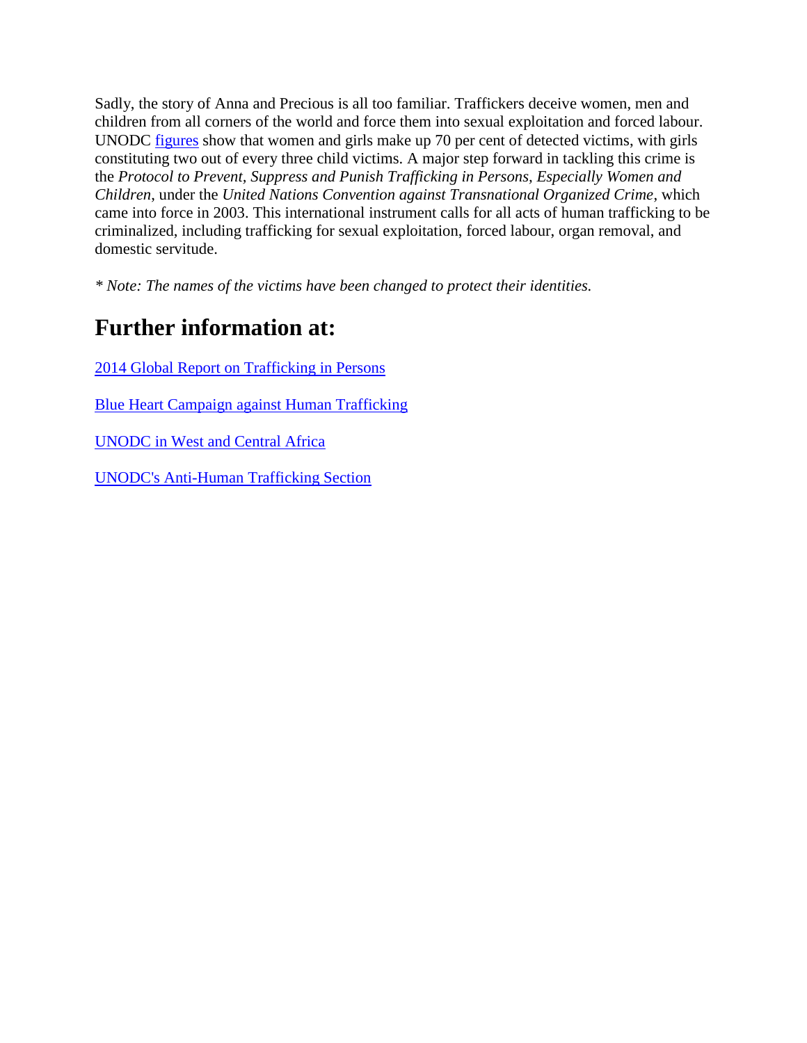Sadly, the story of Anna and Precious is all too familiar. Traffickers deceive women, men and children from all corners of the world and force them into sexual exploitation and forced labour. UNODC figures show that women and girls make up 70 per cent of detected victims, with girls constituting two out of every three child victims. A major step forward in tackling this crime is the *Protocol to Prevent, Suppress and Punish Trafficking in Persons, Especially Women and Children*, under the *United Nations Convention against Transnational Organized Crime*, which came into force in 2003. This international instrument calls for all acts of human trafficking to be criminalized, including trafficking for sexual exploitation, forced labour, organ removal, and domestic servitude.

** Note: The names of the victims have been changed to protect their identities.*

## Further information at:

2014 Global Report on Trafficking in Persons

Blue Heart Campaign against Human Trafficking

UNODC in West and Central Africa

UNODC's Anti-Human Trafficking Section